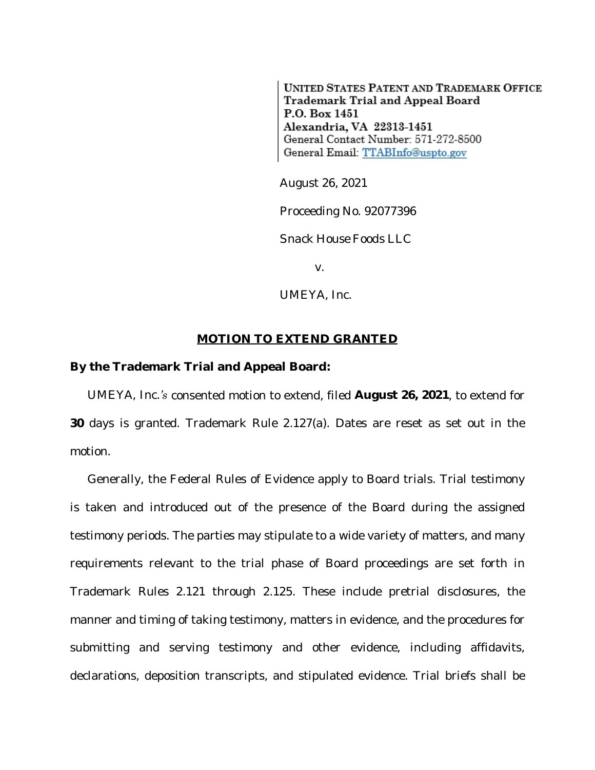UNITED STATES PATENT AND TRADEMARK OFFICE
**Trademark Trial and Appeal Board**
**P.O. Box 1451**
**Alexandria, VA 22313-1451**
General Contact Number: 571-272-8500
General Email: TTABInfo@uspto.gov

August 26, 2021

Proceeding No. 92077396

Snack House Foods LLC

v.

UMEYA, Inc.

**MOTION TO EXTEND GRANTED**

**By the Trademark Trial and Appeal Board:**

UMEYA, Inc.*'s* consented motion to extend, filed **August 26, 2021**, to extend for **30** days is granted. Trademark Rule 2.127(a). Dates are reset as set out in the motion.

Generally, the Federal Rules of Evidence apply to Board trials. Trial testimony is taken and introduced out of the presence of the Board during the assigned testimony periods. The parties may stipulate to a wide variety of matters, and many requirements relevant to the trial phase of Board proceedings are set forth in Trademark Rules 2.121 through 2.125. These include pretrial disclosures, the manner and timing of taking testimony, matters in evidence, and the procedures for submitting and serving testimony and other evidence, including affidavits, declarations, deposition transcripts, and stipulated evidence. Trial briefs shall be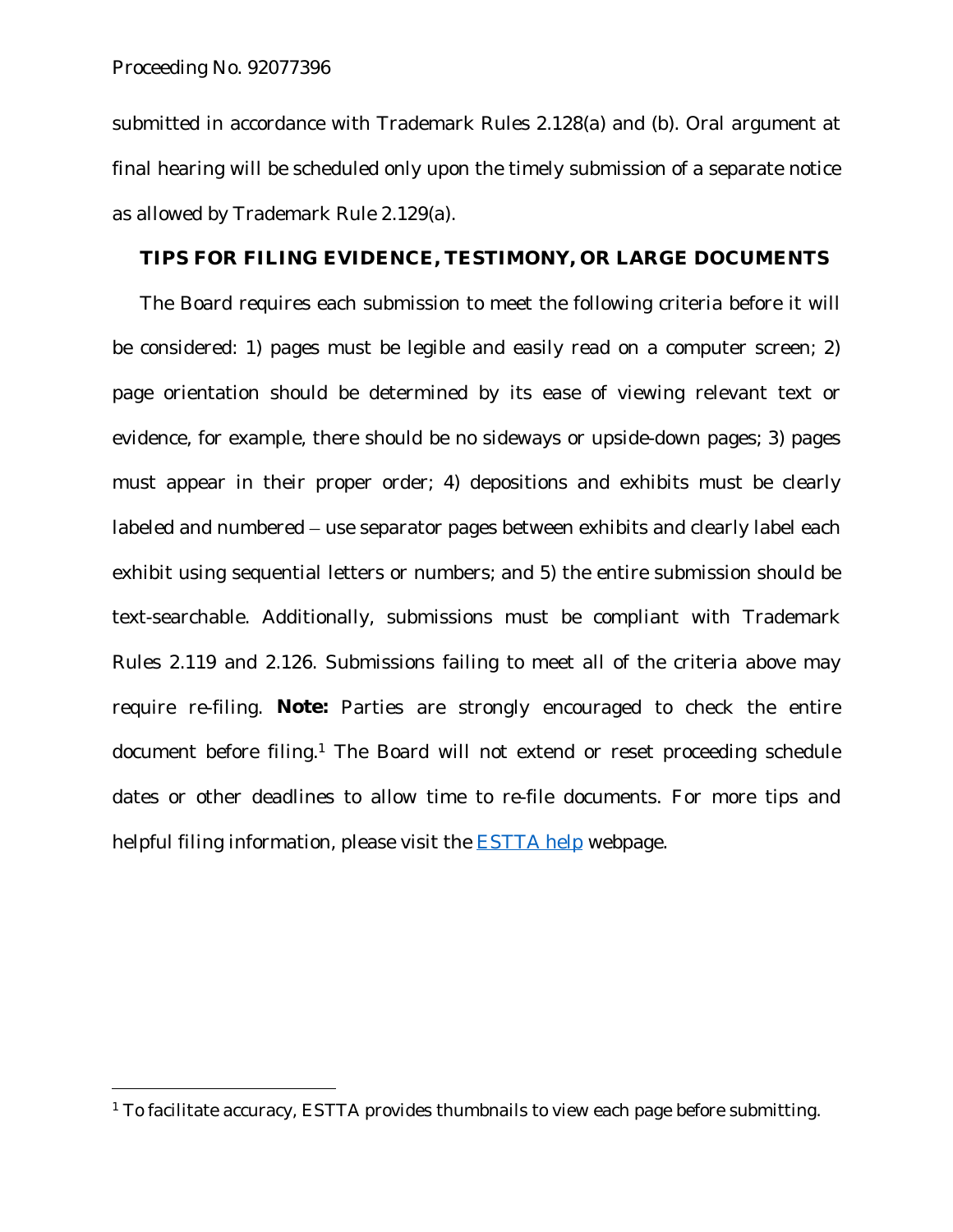submitted in accordance with Trademark Rules 2.128(a) and (b). Oral argument at final hearing will be scheduled only upon the timely submission of a separate notice as allowed by Trademark Rule 2.129(a).

**TIPS FOR FILING EVIDENCE, TESTIMONY, OR LARGE DOCUMENTS**

The Board requires each submission to meet the following criteria before it will be considered: 1) pages must be legible and easily read on a computer screen; 2) page orientation should be determined by its ease of viewing relevant text or evidence, for example, there should be no sideways or upside-down pages; 3) pages must appear in their proper order; 4) depositions and exhibits must be clearly labeled and numbered – use separator pages between exhibits and clearly label each exhibit using sequential letters or numbers; and 5) the entire submission should be text-searchable. Additionally, submissions must be compliant with Trademark Rules 2.119 and 2.126. Submissions failing to meet all of the criteria above may require re-filing. **Note:** Parties are strongly encouraged to check the entire document before filing.[1] The Board will not extend or reset proceeding schedule dates or other deadlines to allow time to re-file documents. For more tips and helpful filing information, please visit the [ESTTA help] webpage.

---

[1] To facilitate accuracy, ESTTA provides thumbnails to view each page before submitting.